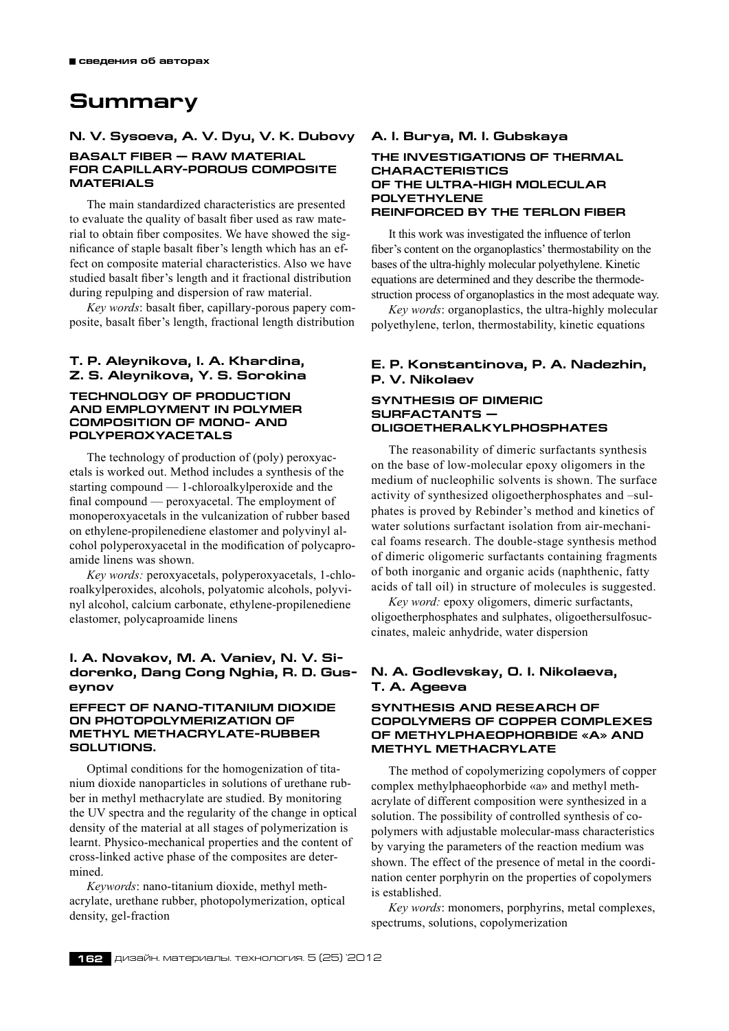# Summary

## N. V. Sysoeva, A. V. Dyu, V. K. Dubovy

### BASALT FIBER — RAW MATERIAL FOR CAPILLARY-POROUS COMPOSITE MATERIALS

The main standardized characteristics are presented to evaluate the quality of basalt fiber used as raw material to obtain fiber composites. We have showed the significance of staple basalt fiber's length which has an effect on composite material characteristics. Also we have studied basalt fiber's length and it fractional distribution during repulping and dispersion of raw material.

*Key words*: basalt fiber, capillary-porous papery composite, basalt fiber's length, fractional length distribution

## T. P. Aleynikova, I. A. Khardina, Z. S. Aleynikova, Y. S. Sorokina

### TECHNOLOGY OF PRODUCTION AND EMPLOYMENT IN POLYMER COMPOSITION OF MONO- AND POLYPEROXYACETALS

The technology of production of (poly) peroxyacetals is worked out. Method includes a synthesis of the starting compound — 1-chloroalkylperoxide and the final compound — peroxyacetal. The employment of monoperoxyacetals in the vulcanization of rubber based on ethylene-propilenediene elastomer and polyvinyl alcohol polyperoxyacetal in the modification of polycaproamide linens was shown.

*Key words:* peroxyacetals, polyperoxyacetals, 1-chloroalkylperoxides, alcohols, polyatomic alcohols, polyvinyl alcohol, calcium carbonate, ethylene-propilenediene elastomer, polycaproamide linens

## I. A. Novakov, M. A. Vaniev, N. V. Sidorenko, Dang Cong Nghia, R. D. Guseynov

### EFFECT OF NANO-TITANIUM DIOXIDE ON PHOTOPOLYMERIZATION OF METHYL METHACRYLATE-RUBBER SOLUTIONS.

Optimal conditions for the homogenization of titanium dioxide nanoparticles in solutions of urethane rubber in methyl methacrylate are studied. By monitoring the UV spectra and the regularity of the change in optical density of the material at all stages of polymerization is learnt. Physico-mechanical properties and the content of cross-linked active phase of the composites are determined.

*Keywords*: nano-titanium dioxide, methyl methacrylate, urethane rubber, photopolymerization, optical density, gel-fraction

## A. I. Burya, M. I. Gubskaya

### THE INVESTIGATIONS OF THERMAL CHARACTERISTICS OF THE ULTRA-HIGH MOLECULAR POLYETHYLENE REINFORCED BY THE TERLON FIBER

It this work was investigated the influence of terlon fiber's content on the organoplastics' thermostability on the bases of the ultra-highly molecular polyethylene. Kinetic equations are determined and they describe the thermodestruction process of organoplastics in the most adequate way.

*Key words*: organoplastics, the ultra-highly molecular polyethylene, terlon, thermostability, kinetic equations

## E. P. Konstantinova, P. A. Nadezhin, P. V. Nikolaev

### SYNTHESIS OF DIMERIC SURFACTANTS — OLIGOETHERALKYLPHOSPHATES

The reasonability of dimeric surfactants synthesis on the base of low-molecular epoxy oligomers in the medium of nucleophilic solvents is shown. The surface activity of synthesized oligoetherphosphates and –sulphates is proved by Rebinder's method and kinetics of water solutions surfactant isolation from air-mechanical foams research. The double-stage synthesis method of dimeric oligomeric surfactants containing fragments of both inorganic and organic acids (naphthenic, fatty acids of tall oil) in structure of molecules is suggested.

*Key word:* epoxy oligomers, dimeric surfactants, oligoetherphosphates and sulphates, oligoethersulfosuccinates, maleic anhydride, water dispersion

## N. A. Godlevskay, O. I. Nikolaeva, T. A. Ageeva

### SYNTHESIS AND RESEARCH OF COPOLYMERS OF COPPER COMPLEXES OF METHYLPHAEOPHORBIDE «A» AND METHYL METHACRYLATE

The method of copolymerizing copolymers of copper complex methylphaeophorbide «a» and methyl methacrylate of different composition were synthesized in a solution. The possibility of controlled synthesis of copolymers with adjustable molecular-mass characteristics by varying the parameters of the reaction medium was shown. The effect of the presence of metal in the coordination center porphyrin on the properties of copolymers is established.

*Key words*: monomers, porphyrins, metal complexes, spectrums, solutions, copolymerization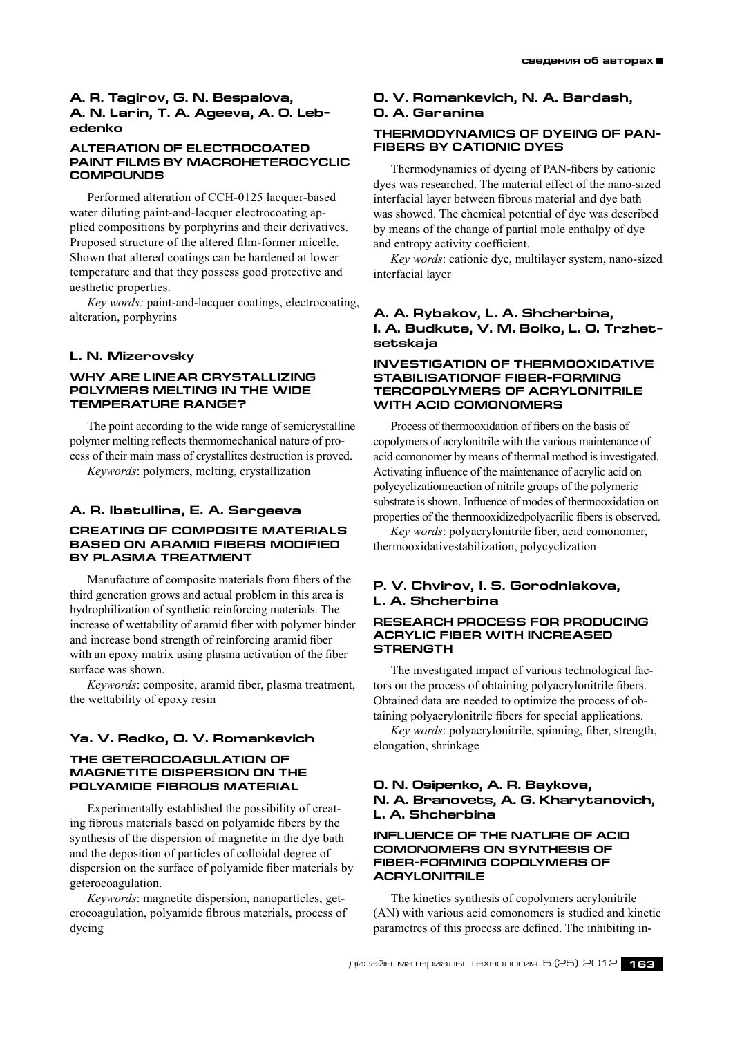### A. R. Tagirov, G. N. Bespalova, A. N. Larin, T. A. Ageeva, A. O. Lebedenko

#### ALTERATION OF ELECTROCOATED PAINT FILMS BY MACROHETEROCYCLIC COMPOUNDS

Performed alteration of CCH-0125 lacquer-based water diluting paint-and-lacquer electrocoating applied compositions by porphyrins and their derivatives. Proposed structure of the altered film-former micelle. Shown that altered coatings can be hardened at lower temperature and that they possess good protective and aesthetic properties.

*Key words:* paint-and-lacquer coatings, electrocoating, alteration, porphyrins

### L. N. Mizerovsky

#### WHY ARE LINEAR CRYSTALLIZING POLYMERS MELTING IN THE WIDE TEMPERATURE RANGE?

The point according to the wide range of semicrystalline polymer melting reflects thermomechanical nature of process of their main mass of crystallites destruction is proved.

*Keywords*: polymers, melting, crystallization

### A. R. Ibatullina, E. A. Sergeeva

#### CREATING OF COMPOSITE MATERIALS BASED ON ARAMID FIBERS MODIFIED BY PLASMA TREATMENT

Manufacture of composite materials from fibers of the third generation grows and actual problem in this area is hydrophilization of synthetic reinforcing materials. The increase of wettability of aramid fiber with polymer binder and increase bond strength of reinforcing aramid fiber with an epoxy matrix using plasma activation of the fiber surface was shown.

*Keywords*: composite, aramid fiber, plasma treatment, the wettability of epoxy resin

### Ya. V. Redko, O. V. Romankevich

#### THE GETEROCOAGULATION OF MAGNETITE DISPERSION ON THE POLYAMIDE FIBROUS MATERIAL

Experimentally established the possibility of creating fibrous materials based on polyamide fibers by the synthesis of the dispersion of magnetite in the dye bath and the deposition of particles of colloidal degree of dispersion on the surface of polyamide fiber materials by geterocoagulation.

*Keywords*: magnetite dispersion, nanoparticles, geterocoagulation, polyamide fibrous materials, process of dyeing

### O. V. Romankevich, N. A. Bardash, O. A. Garanina

#### THERMODYNAMICS OF DYEING OF PAN-FIBERS BY CATIONIC DYES

Thermodynamics of dyeing of PAN-fibers by cationic dyes was researched. The material effect of the nano-sized interfacial layer between fibrous material and dye bath was showed. The chemical potential of dye was described by means of the change of partial mole enthalpy of dye and entropy activity coefficient.

*Key words*: cationic dye, multilayer system, nano-sized interfacial layer

### A. A. Rybakov, L. A. Shcherbina, I. A. Budkute, V. M. Boiko, L. O. Trzhetsetskaja

#### INVESTIGATION OF THERMOOXIDATIVE STABILISATIONOF FIBER-FORMING TERCOPOLYMERS OF ACRYLONITRILE WITH ACID COMONOMERS

Process of thermooxidation of fibers on the basis of copolymers of acrylonitrile with the various maintenance of acid comonomer by means of thermal method is investigated. Activating influence of the maintenance of acrylic acid on polycyclizationreaction of nitrile groups of the polymeric substrate is shown. Influence of modes of thermooxidation on properties of the thermooxidizedpolyacrilic fibers is observed.

*Key words*: polyacrylonitrile fiber, acid comonomer, thermooxidativestabilization, polycyclization

### P. V. Chvirov, I. S. Gorodniakova, L. A. Shcherbina

#### RESEARCH PROCESS FOR PRODUCING ACRYLIC FIBER WITH INCREASED STRENGTH

The investigated impact of various technological factors on the process of obtaining polyacrylonitrile fibers. Obtained data are needed to optimize the process of obtaining polyacrylonitrile fibers for special applications.

*Key words*: polyacrylonitrile, spinning, fiber, strength, elongation, shrinkage

### O. N. Osipenko, A. R. Baykova, N. A. Branovets, A. G. Kharytanovich, L. A. Shcherbina

#### INFLUENCE OF THE NATURE OF ACID COMONOMERS ON SYNTHESIS OF FIBER-FORMING COPOLYMERS OF ACRYLONITRILE

The kinetics synthesis of copolymers acrylonitrile (AN) with various acid comonomers is studied and kinetic parametres of this process are defined. The inhibiting in-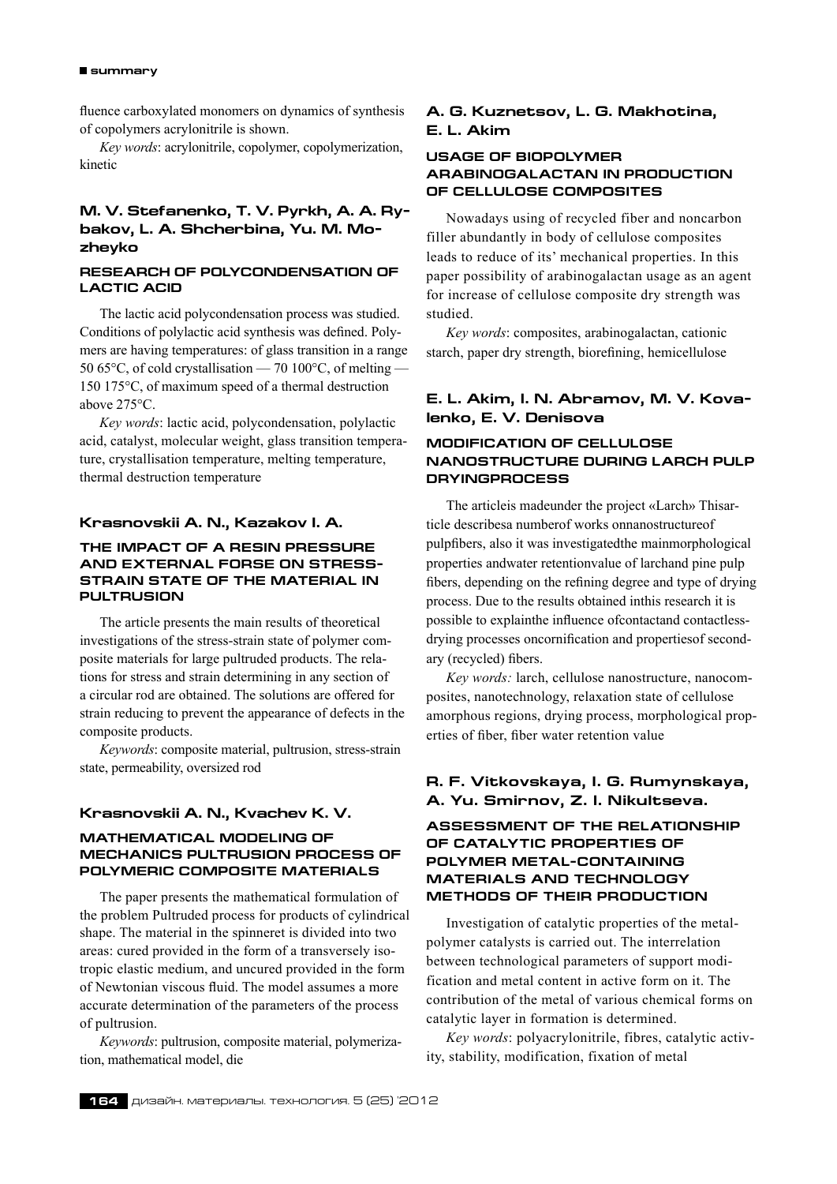fluence carboxylated monomers on dynamics of synthesis of copolymers acrylonitrile is shown.

*Key words*: acrylonitrile, copolymer, copolymerization, kinetic

### M. V. Stefanenko, T. V. Pyrkh, A. A. Rybakov, L. A. Shcherbina, Yu. M. Mozheyko

#### RESEARCH OF POLYCONDENSATION OF LACTIC ACID

The lactic acid polycondensation process was studied. Conditions of polylactic acid synthesis was defined. Polymers are having temperatures: of glass transition in a range 50 65°C, of cold crystallisation — 70 100°C, of melting — 150 175°C, of maximum speed of a thermal destruction above 275°C.

*Key words*: lactic acid, polycondensation, polylactic acid, catalyst, molecular weight, glass transition temperature, crystallisation temperature, melting temperature, thermal destruction temperature

### Krasnovskii A. N., Kazakov I. A.

#### THE IMPACT OF A RESIN PRESSURE AND EXTERNAL FORSE ON STRESS-STRAIN STATE OF THE MATERIAL IN PULTRUSION

The article presents the main results of theoretical investigations of the stress-strain state of polymer composite materials for large pultruded products. The relations for stress and strain determining in any section of a circular rod are obtained. The solutions are offered for strain reducing to prevent the appearance of defects in the composite products.

*Keywords*: composite material, pultrusion, stress-strain state, permeability, oversized rod

### Krasnovskii A. N., Kvachev K. V.

#### MATHEMATICAL MODELING OF MECHANICS PULTRUSION PROCESS OF POLYMERIC COMPOSITE MATERIALS

The paper presents the mathematical formulation of the problem Pultruded process for products of cylindrical shape. The material in the spinneret is divided into two areas: cured provided in the form of a transversely isotropic elastic medium, and uncured provided in the form of Newtonian viscous fluid. The model assumes a more accurate determination of the parameters of the process of pultrusion.

*Keywords*: pultrusion, composite material, polymerization, mathematical model, die

### A. G. Kuznetsov, L. G. Makhotina, E. L. Akim

#### USAGE OF BIOPOLYMER ARABINOGALACTAN IN PRODUCTION OF CELLULOSE COMPOSITES

Nowadays using of recycled fiber and noncarbon filler abundantly in body of cellulose composites leads to reduce of its' mechanical properties. In this paper possibility of arabinogalactan usage as an agent for increase of cellulose composite dry strength was studied.

*Key words*: composites, arabinogalactan, cationic starch, paper dry strength, biorefining, hemicellulose

### E. L. Akim, I. N. Abramov, M. V. Kovalenko, E. V. Denisova

#### MODIFICATION OF CELLULOSE NANOSTRUCTURE DURING LARCH PULP DRYINGPROCESS

The articleis madeunder the project «Larch» Thisarticle describesa numberof works onnanostructureof pulpfibers, also it was investigatedthe mainmorphological properties andwater retentionvalue of larchand pine pulp fibers, depending on the refining degree and type of drying process. Due to the results obtained inthis research it is possible to explainthe influence ofcontactand contactless-drying processes oncornification and propertiesof secondary (recycled) fibers.

*Key words:* larch, cellulose nanostructure, nanocomposites, nanotechnology, relaxation state of cellulose amorphous regions, drying process, morphological properties of fiber, fiber water retention value

### R. F. Vitkovskaya, I. G. Rumynskaya, A. Yu. Smirnov, Z. I. Nikultseva.

#### ASSESSMENT OF THE RELATIONSHIP OF CATALYTIC PROPERTIES OF POLYMER METAL-CONTAINING MATERIALS AND TECHNOLOGY METHODS OF THEIR PRODUCTION

Investigation of catalytic properties of the metal-polymer catalysts is carried out. The interrelation between technological parameters of support modification and metal content in active form on it. The contribution of the metal of various chemical forms on catalytic layer in formation is determined.

*Key words*: polyacrylonitrile, fibres, catalytic activity, stability, modification, fixation of metal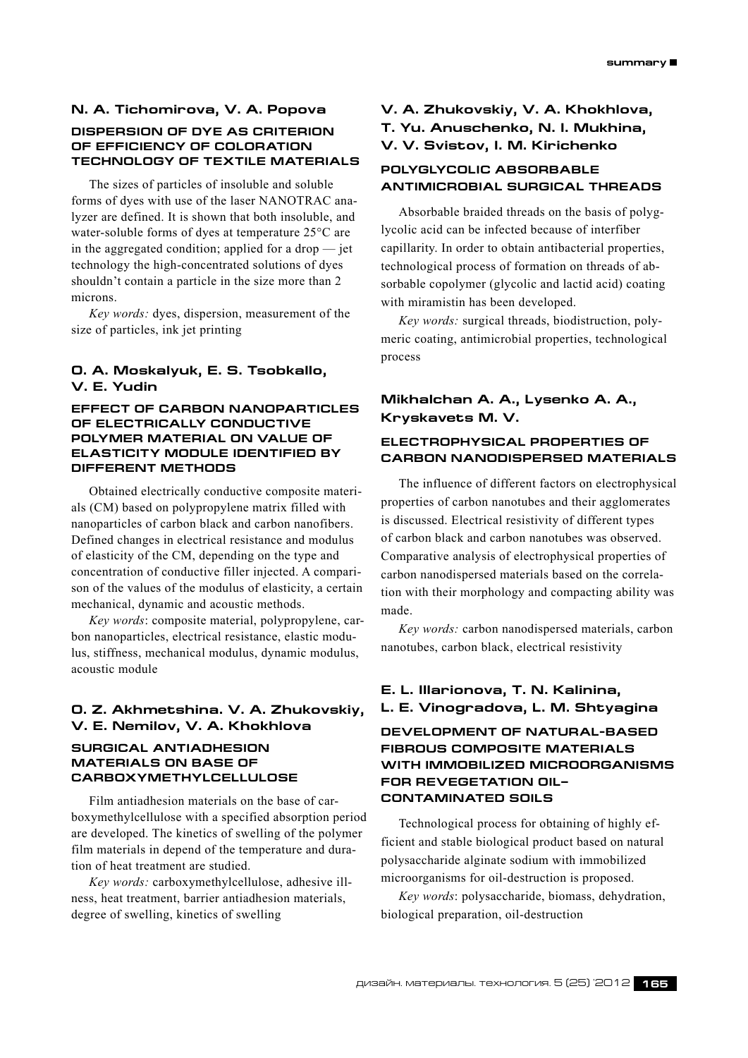## N. A. Tichomirova, V. A. Popova

### DISPERSION OF DYE AS CRITERION OF EFFICIENCY OF COLORATION TECHNOLOGY OF TEXTILE MATERIALS

The sizes of particles of insoluble and soluble forms of dyes with use of the laser NANOTRAC analyzer are defined. It is shown that both insoluble, and water-soluble forms of dyes at temperature 25°C are in the aggregated condition; applied for a drop — jet technology the high-concentrated solutions of dyes shouldn't contain a particle in the size more than 2 microns.

*Key words:* dyes, dispersion, measurement of the size of particles, ink jet printing

## O. A. Moskalyuk, E. S. Tsobkallo, V. E. Yudin

### EFFECT OF CARBON NANOPARTICLES OF ELECTRICALLY CONDUCTIVE POLYMER MATERIAL ON VALUE OF ELASTICITY MODULE IDENTIFIED BY DIFFERENT METHODS

Obtained electrically conductive composite materials (CM) based on polypropylene matrix filled with nanoparticles of carbon black and carbon nanofibers. Defined changes in electrical resistance and modulus of elasticity of the CM, depending on the type and concentration of conductive filler injected. A comparison of the values of the modulus of elasticity, a certain mechanical, dynamic and acoustic methods.

*Key words*: composite material, polypropylene, carbon nanoparticles, electrical resistance, elastic modulus, stiffness, mechanical modulus, dynamic modulus, acoustic module

## O. Z. Akhmetshina. V. A. Zhukovskiy, V. E. Nemilov, V. A. Khokhlova

### SURGICAL ANTIADHESION MATERIALS ON BASE OF CARBOXYMETHYLCELLULOSE

Film antiadhesion materials on the base of carboxymethylcellulose with a specified absorption period are developed. The kinetics of swelling of the polymer film materials in depend of the temperature and duration of heat treatment are studied.

*Key words:* carboxymethylcellulose, adhesive illness, heat treatment, barrier antiadhesion materials, degree of swelling, kinetics of swelling

## V. A. Zhukovskiy, V. A. Khokhlova, T. Yu. Anuschenko, N. I. Mukhina, V. V. Svistov, I. M. Kirichenko

### POLYGLYCOLIC ABSORBABLE ANTIMICROBIAL SURGICAL THREADS

Absorbable braided threads on the basis of polyglycolic acid can be infected because of interfiber capillarity. In order to obtain antibacterial properties, technological process of formation on threads of absorbable copolymer (glycolic and lactid acid) coating with miramistin has been developed.

*Key words:* surgical threads, biodistruction, polymeric coating, antimicrobial properties, technological process

## Mikhalchan A. A., Lysenko A. A., Kryskavets M. V.

### ELECTROPHYSICAL PROPERTIES OF CARBON NANODISPERSED MATERIALS

The influence of different factors on electrophysical properties of carbon nanotubes and their agglomerates is discussed. Electrical resistivity of different types of carbon black and carbon nanotubes was observed. Comparative analysis of electrophysical properties of carbon nanodispersed materials based on the correlation with their morphology and compacting ability was made.

*Key words:* carbon nanodispersed materials, carbon nanotubes, carbon black, electrical resistivity

## E. L. Illarionova, T. N. Kalinina, L. E. Vinogradova, L. M. Shtyagina

### DEVELOPMENT OF NATURAL-BASED FIBROUS COMPOSITE MATERIALS WITH IMMOBILIZED MICROORGANISMS FOR REVEGETATION OIL–CONTAMINATED SOILS

Technological process for obtaining of highly efficient and stable biological product based on natural polysaccharide alginate sodium with immobilized microorganisms for oil-destruction is proposed.

*Key words*: polysaccharide, biomass, dehydration, biological preparation, oil-destruction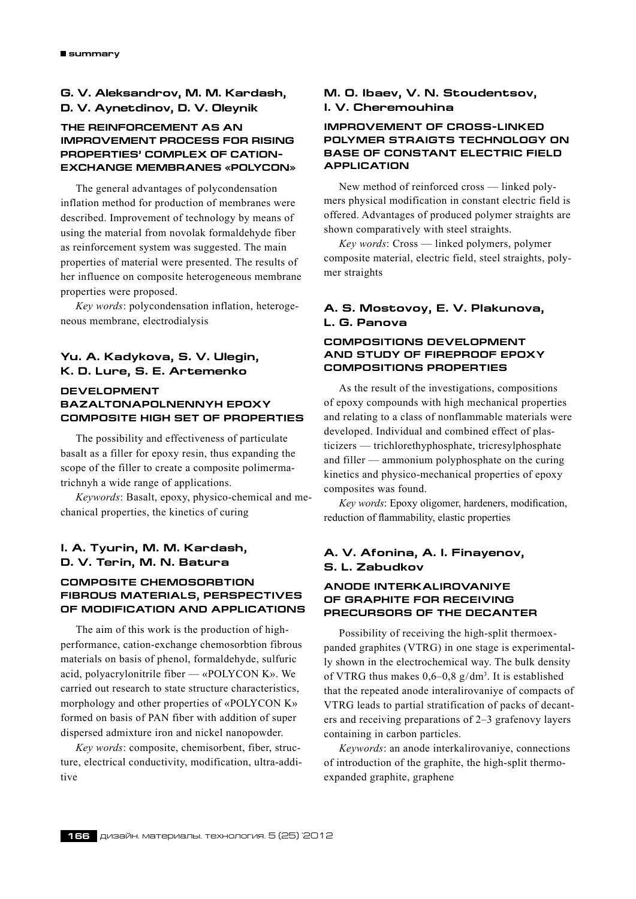## G. V. Aleksandrov, M. M. Kardash, D. V. Aynetdinov, D. V. Oleynik

### THE REINFORCEMENT AS AN IMPROVEMENT PROCESS FOR RISING PROPERTIES' COMPLEX OF CATION-EXCHANGE MEMBRANES «POLYCON»

The general advantages of polycondensation inflation method for production of membranes were described. Improvement of technology by means of using the material from novolak formaldehyde fiber as reinforcement system was suggested. The main properties of material were presented. The results of her influence on composite heterogeneous membrane properties were proposed.

*Key words*: polycondensation inflation, heterogeneous membrane, electrodialysis

## Yu. A. Kadykova, S. V. Ulegin, K. D. Lure, S. E. Artemenko

### DEVELOPMENT BAZALTONAPOLNENNYH EPOXY COMPOSITE HIGH SET OF PROPERTIES

The possibility and effectiveness of particulate basalt as a filler for epoxy resin, thus expanding the scope of the filler to create a composite polimermatrichnyh a wide range of applications.

*Keywords*: Basalt, epoxy, physico-chemical and mechanical properties, the kinetics of curing

## I. A. Tyurin, M. M. Kardash, D. V. Terin, M. N. Batura

### COMPOSITE CHEMOSORBTION FIBROUS MATERIALS, PERSPECTIVES OF MODIFICATION AND APPLICATIONS

The aim of this work is the production of high-performance, cation-exchange chemosorbtion fibrous materials on basis of phenol, formaldehyde, sulfuric acid, polyacrylonitrile fiber — «POLYCON K». We carried out research to state structure characteristics, morphology and other properties of «POLYCON K» formed on basis of PAN fiber with addition of super dispersed admixture iron and nickel nanopowder.

*Key words*: composite, chemisorbent, fiber, structure, electrical conductivity, modification, ultra-additive

## M. O. Ibaev, V. N. Stoudentsov, I. V. Cheremouhina

### IMPROVEMENT OF CROSS-LINKED POLYMER STRAIGTS TECHNOLOGY ON BASE OF CONSTANT ELECTRIC FIELD APPLICATION

New method of reinforced cross — linked polymers physical modification in constant electric field is offered. Advantages of produced polymer straights are shown comparatively with steel straights.

*Key words*: Cross — linked polymers, polymer composite material, electric field, steel straights, polymer straights

## A. S. Mostovoy, E. V. Plakunova, L. G. Panova

### COMPOSITIONS DEVELOPMENT AND STUDY OF FIREPROOF EPOXY COMPOSITIONS PROPERTIES

As the result of the investigations, compositions of epoxy compounds with high mechanical properties and relating to a class of nonflammable materials were developed. Individual and combined effect of plasticizers — trichlorethyphosphate, tricresylphosphate and filler — ammonium polyphosphate on the curing kinetics and physico-mechanical properties of epoxy composites was found.

*Key words*: Epoxy oligomer, hardeners, modification, reduction of flammability, elastic properties

## A. V. Afonina, A. I. Finayenov, S. L. Zabudkov

### ANODE INTERKALIROVANIYE OF GRAPHITE FOR RECEIVING PRECURSORS OF THE DECANTER

Possibility of receiving the high-split thermoexpanded graphites (VTRG) in one stage is experimentally shown in the electrochemical way. The bulk density of VTRG thus makes 0,6–0,8 $g/dm^3$. It is established that the repeated anode interalirovaniye of compacts of VTRG leads to partial stratification of packs of decanters and receiving preparations of 2–3 grafenovy layers containing in carbon particles.

*Keywords*: an anode interkalirovaniye, connections of introduction of the graphite, the high-split thermoexpanded graphite, graphene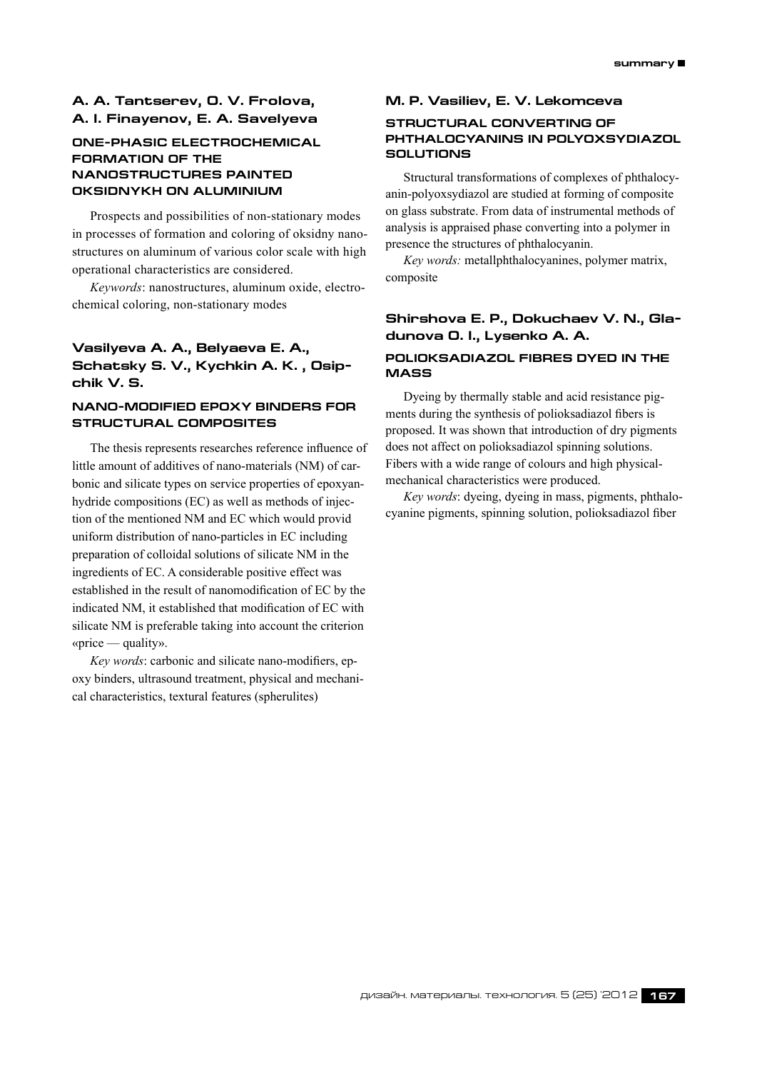### A. A. Tantserev, O. V. Frolova, A. I. Finayenov, E. A. Savelyeva

#### ONE-PHASIC ELECTROCHEMICAL FORMATION OF THE NANOSTRUCTURES PAINTED OKSIDNYKH ON ALUMINIUM

Prospects and possibilities of non-stationary modes in processes of formation and coloring of oksidny nanostructures on aluminum of various color scale with high operational characteristics are considered.

*Keywords*: nanostructures, aluminum oxide, electrochemical coloring, non-stationary modes

### Vasilyeva A. A., Belyaeva E. A., Schatsky S. V., Kychkin A. K. , Osipchik V. S.

#### NANO-MODIFIED EPOXY BINDERS FOR STRUCTURAL COMPOSITES

The thesis represents researches reference influence of little amount of additives of nano-materials (NM) of carbonic and silicate types on service properties of epoxyanhydride compositions (EC) as well as methods of injection of the mentioned NM and EC which would provid uniform distribution of nano-particles in EC including preparation of colloidal solutions of silicate NM in the ingredients of EC. A considerable positive effect was established in the result of nanomodification of EC by the indicated NM, it established that modification of EC with silicate NM is preferable taking into account the criterion «price — quality».

*Key words*: carbonic and silicate nano-modifiers, epoxy binders, ultrasound treatment, physical and mechanical characteristics, textural features (spherulites)

### M. P. Vasiliev, E. V. Lekomceva

#### STRUCTURAL CONVERTING OF PHTHALOCYANINS IN POLYOXSYDIAZOL SOLUTIONS

Structural transformations of complexes of phthalocyanin-polyoxsydiazol are studied at forming of composite on glass substrate. From data of instrumental methods of analysis is appraised phase converting into a polymer in presence the structures of phthalocyanin.

*Key words:* metallphthalocyanines, polymer matrix, composite

### Shirshova E. P., Dokuchaev V. N., Gladunova O. I., Lysenko A. A.

#### POLIOKSADIAZOL FIBRES DYED IN THE MASS

Dyeing by thermally stable and acid resistance pigments during the synthesis of polioksadiazol fibers is proposed. It was shown that introduction of dry pigments does not affect on polioksadiazol spinning solutions. Fibers with a wide range of colours and high physical-mechanical characteristics were produced.

*Key words*: dyeing, dyeing in mass, pigments, phthalocyanine pigments, spinning solution, polioksadiazol fiber